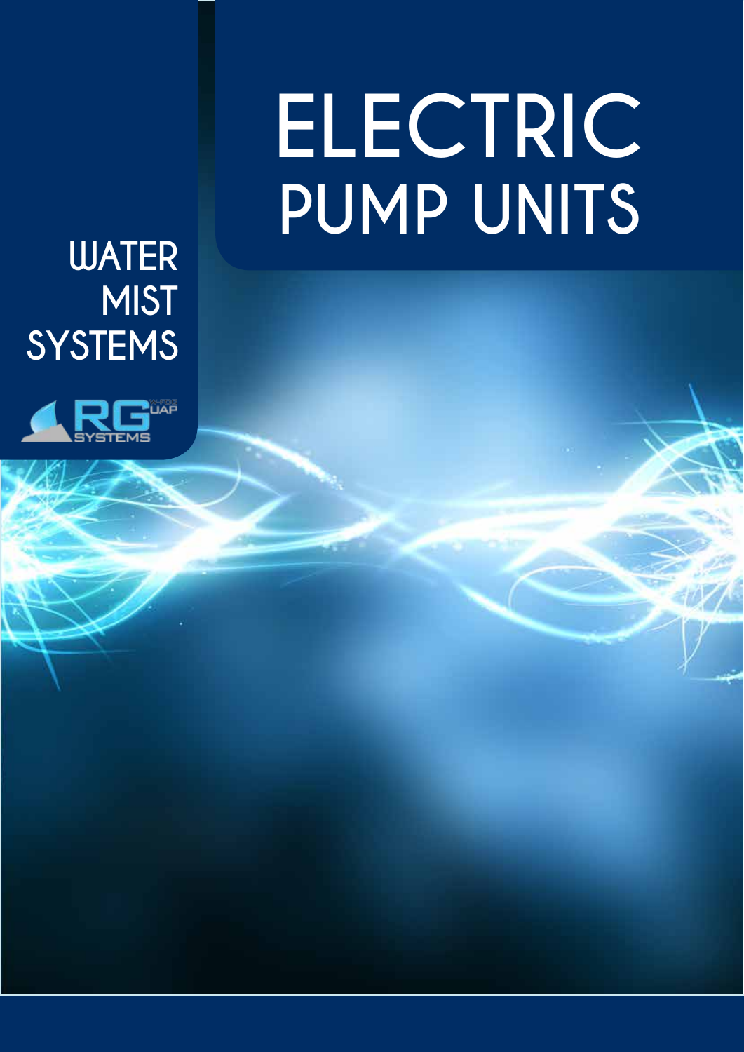# ELECTRIC PUMP UNITS

## WATER MIST SYSTEMS

RG UAP SYSTEMS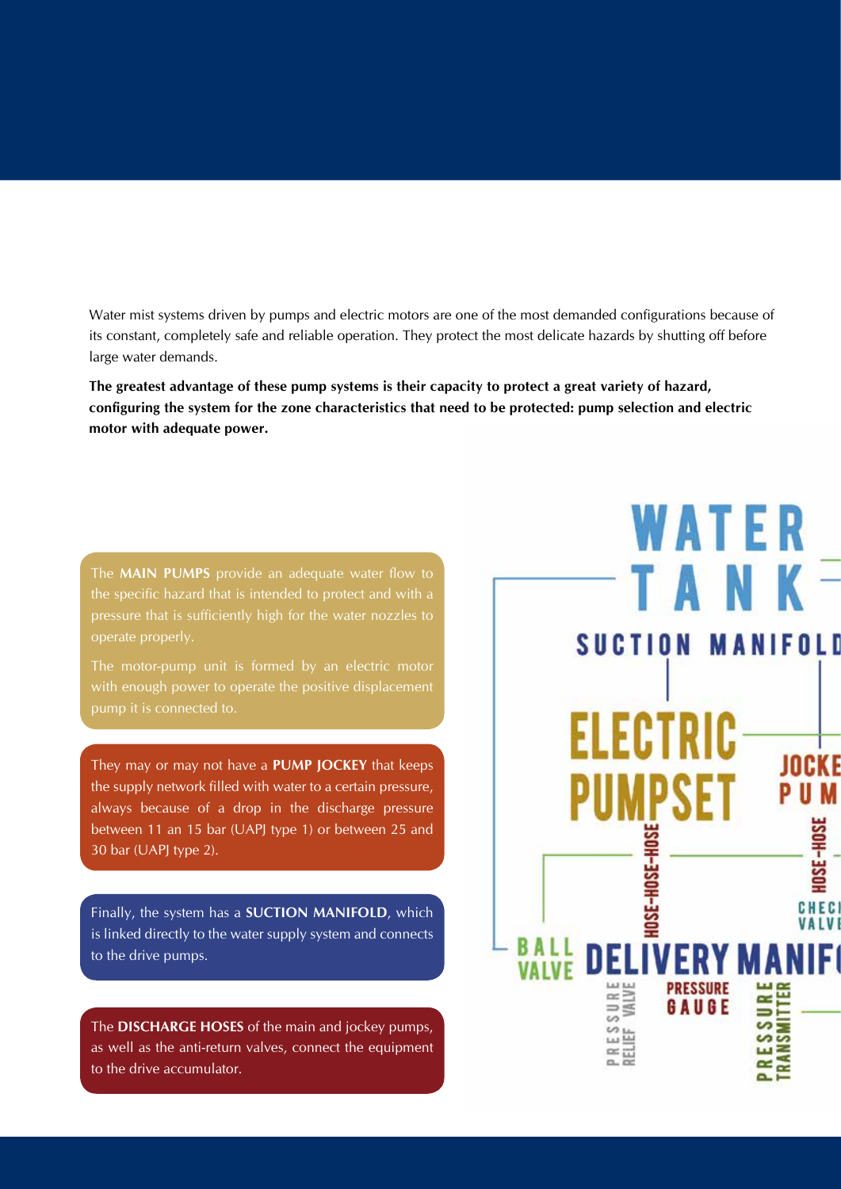Water mist systems driven by pumps and electric motors are one of the most demanded configurations because of its constant, completely safe and reliable operation. They protect the most delicate hazards by shutting off before large water demands.

**The greatest advantage of these pump systems is their capacity to protect a great variety of hazard, configuring the system for the zone characteristics that need to be protected: pump selection and electric motor with adequate power.**

The **MAIN PUMPS** provide an adequate water flow to the specific hazard that is intended to protect and with a pressure that is sufficiently high for the water nozzles to operate properly.

The motor-pump unit is formed by an electric motor with enough power to operate the positive displacement pump it is connected to.

They may or may not have a **PUMP JOCKEY** that keeps the supply network filled with water to a certain pressure, always because of a drop in the discharge pressure between 11 an 15 bar (UAPJ type 1) or between 25 and 30 bar (UAPJ type 2).

Finally, the system has a **SUCTION MANIFOLD**, which is linked directly to the water supply system and connects to the drive pumps.

The **DISCHARGE HOSES** of the main and jockey pumps, as well as the anti-return valves, connect the equipment to the drive accumulator.

WATER TANK

SUCTION MANIFOLD

ELECTRIC PUMPSET

JOCKEY PUMP

HOSE-HOSE-HOSE

HOSE-HOSE

CHECK VALVE

BALL VALVE

DELIVERY MANIFOLD

PRESSURE RELIEF VALVE

PRESSURE GAUGE

PRESSURE TRANSMITTER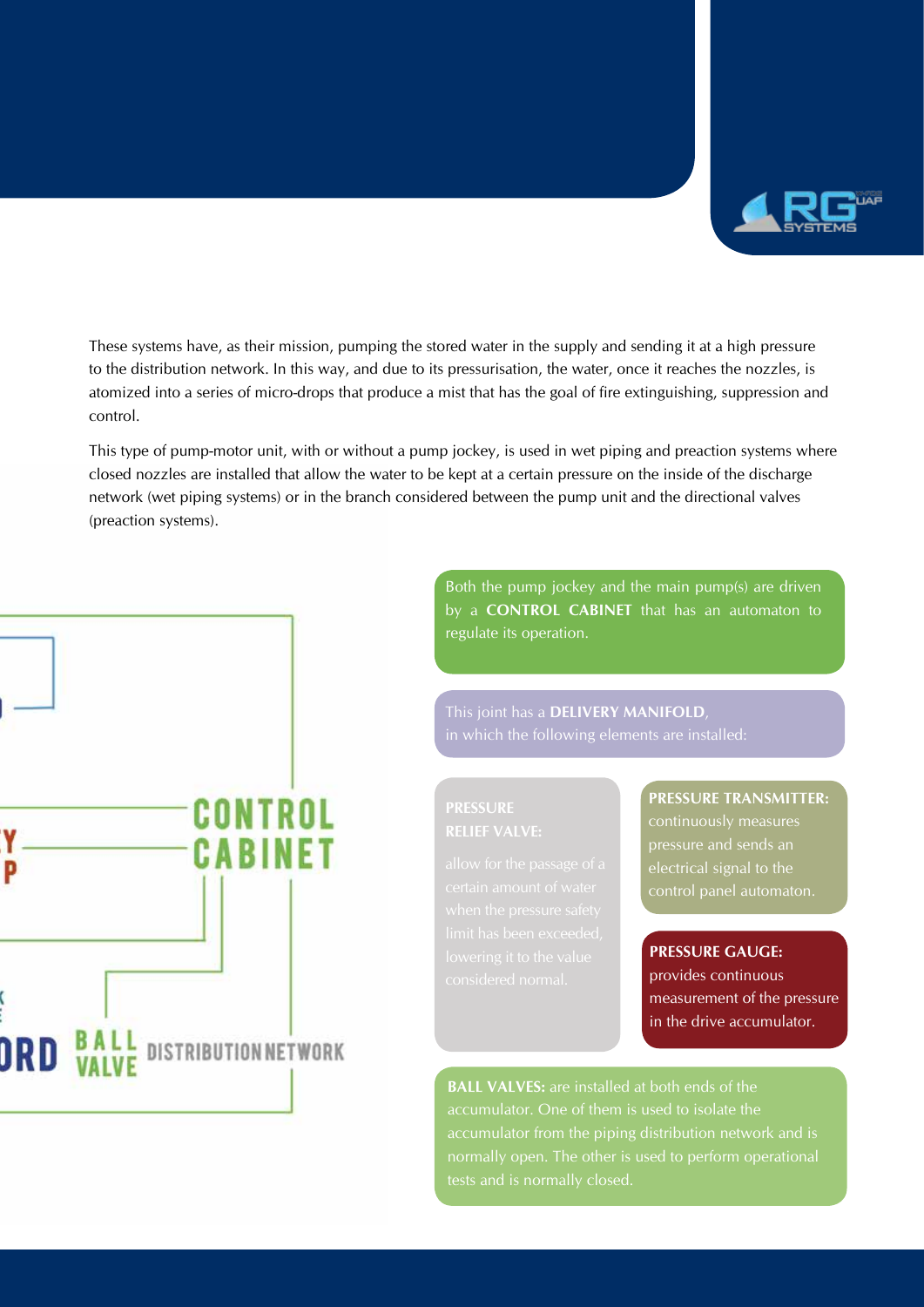These systems have, as their mission, pumping the stored water in the supply and sending it at a high pressure to the distribution network. In this way, and due to its pressurisation, the water, once it reaches the nozzles, is atomized into a series of micro-drops that produce a mist that has the goal of fire extinguishing, suppression and control.

This type of pump-motor unit, with or without a pump jockey, is used in wet piping and preaction systems where closed nozzles are installed that allow the water to be kept at a certain pressure on the inside of the discharge network (wet piping systems) or in the branch considered between the pump unit and the directional valves (preaction systems).

CONTROL CABINET

BALL VALVE

DISTRIBUTION NETWORK

Both the pump jockey and the main pump(s) are driven by a **CONTROL CABINET** that has an automaton to regulate its operation.

This joint has a **DELIVERY MANIFOLD**, in which the following elements are installed:

**PRESSURE RELIEF VALVE:** allow for the passage of a certain amount of water when the pressure safety limit has been exceeded, lowering it to the value considered normal.

**PRESSURE TRANSMITTER:** continuously measures pressure and sends an electrical signal to the control panel automaton.

**PRESSURE GAUGE:** provides continuous measurement of the pressure in the drive accumulator.

**BALL VALVES:** are installed at both ends of the accumulator. One of them is used to isolate the accumulator from the piping distribution network and is normally open. The other is used to perform operational tests and is normally closed.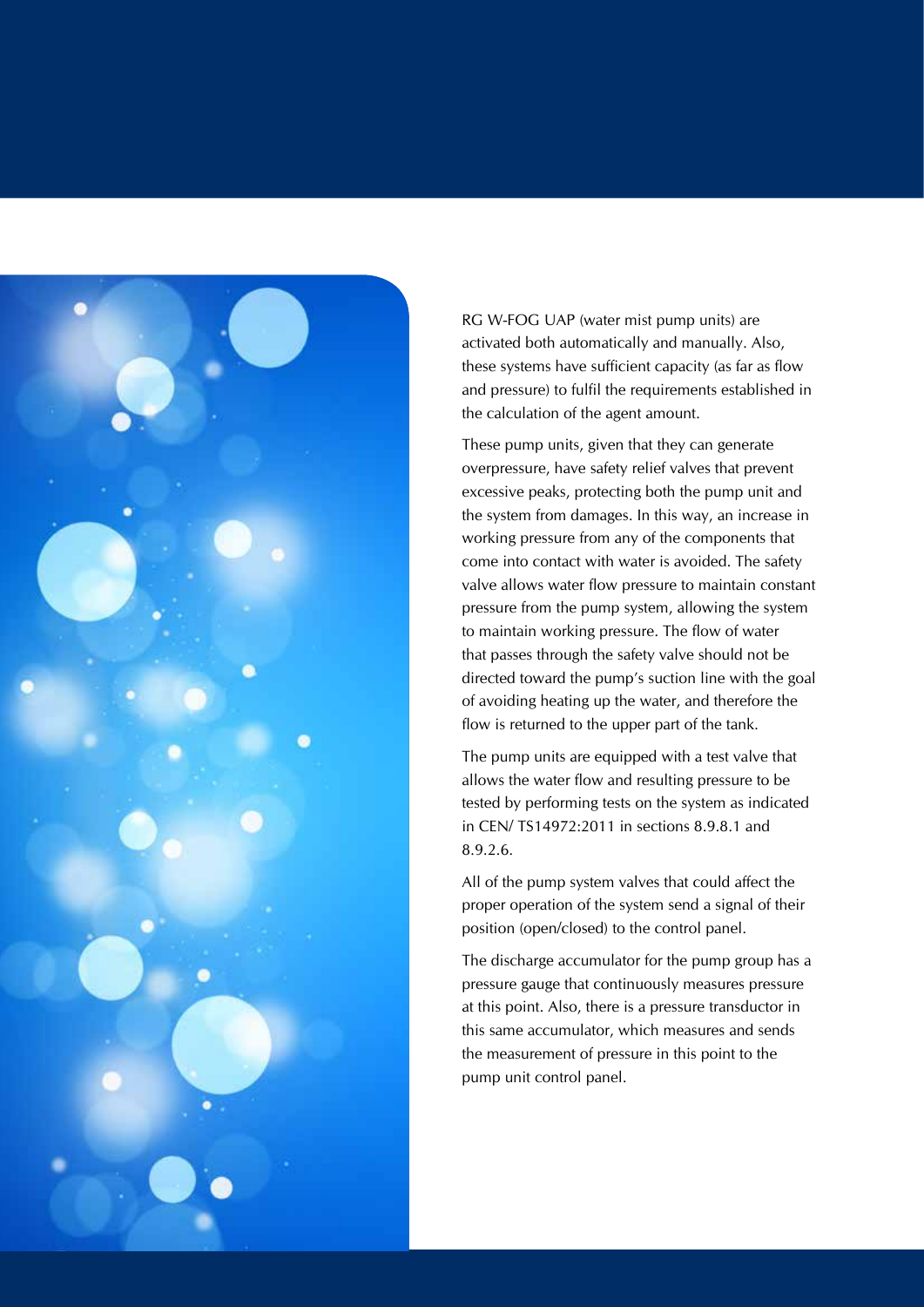RG W-FOG UAP (water mist pump units) are activated both automatically and manually. Also, these systems have sufficient capacity (as far as flow and pressure) to fulfil the requirements established in the calculation of the agent amount.

These pump units, given that they can generate overpressure, have safety relief valves that prevent excessive peaks, protecting both the pump unit and the system from damages. In this way, an increase in working pressure from any of the components that come into contact with water is avoided. The safety valve allows water flow pressure to maintain constant pressure from the pump system, allowing the system to maintain working pressure. The flow of water that passes through the safety valve should not be directed toward the pump's suction line with the goal of avoiding heating up the water, and therefore the flow is returned to the upper part of the tank.

The pump units are equipped with a test valve that allows the water flow and resulting pressure to be tested by performing tests on the system as indicated in CEN/ TS14972:2011 in sections 8.9.8.1 and 8.9.2.6.

All of the pump system valves that could affect the proper operation of the system send a signal of their position (open/closed) to the control panel.

The discharge accumulator for the pump group has a pressure gauge that continuously measures pressure at this point. Also, there is a pressure transductor in this same accumulator, which measures and sends the measurement of pressure in this point to the pump unit control panel.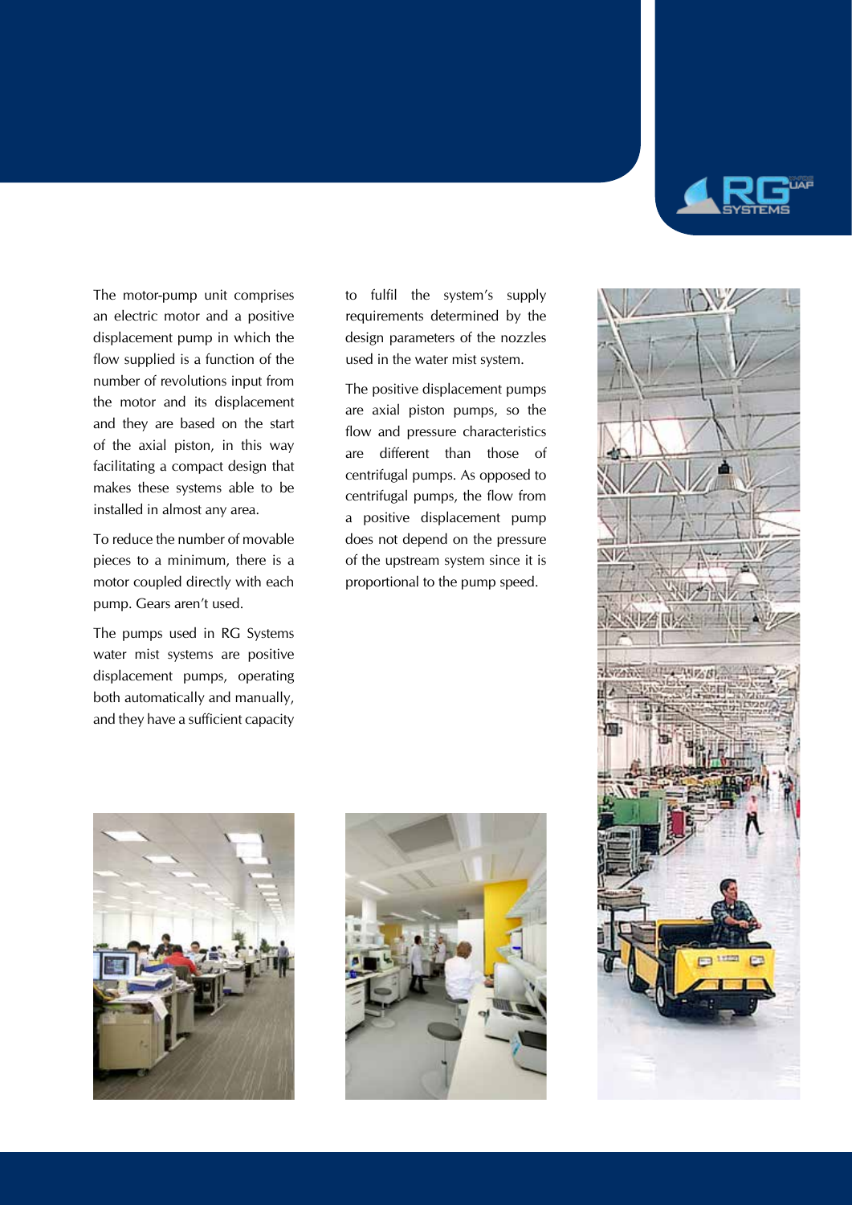The motor-pump unit comprises an electric motor and a positive displacement pump in which the flow supplied is a function of the number of revolutions input from the motor and its displacement and they are based on the start of the axial piston, in this way facilitating a compact design that makes these systems able to be installed in almost any area.

To reduce the number of movable pieces to a minimum, there is a motor coupled directly with each pump. Gears aren't used.

The pumps used in RG Systems water mist systems are positive displacement pumps, operating both automatically and manually, and they have a sufficient capacity to fulfil the system's supply requirements determined by the design parameters of the nozzles used in the water mist system.

The positive displacement pumps are axial piston pumps, so the flow and pressure characteristics are different than those of centrifugal pumps. As opposed to centrifugal pumps, the flow from a positive displacement pump does not depend on the pressure of the upstream system since it is proportional to the pump speed.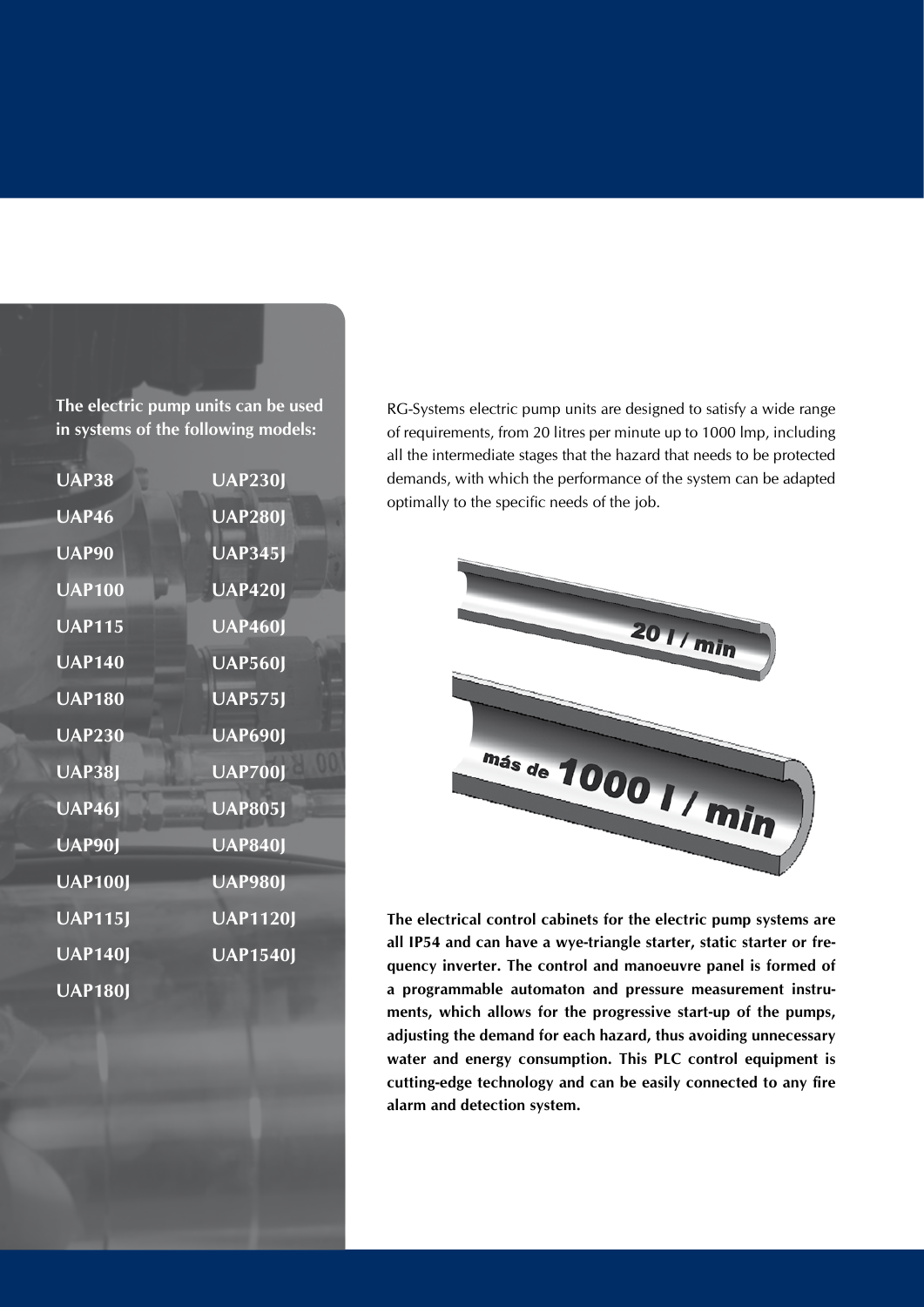**The electric pump units can be used in systems of the following models:**

| | |
|---|---|
| **UAP38** | **UAP230J** |
| **UAP46** | **UAP280J** |
| **UAP90** | **UAP345J** |
| **UAP100** | **UAP420J** |
| **UAP115** | **UAP460J** |
| **UAP140** | **UAP560J** |
| **UAP180** | **UAP575J** |
| **UAP230** | **UAP690J** |
| **UAP38J** | **UAP700J** |
| **UAP46J** | **UAP805J** |
| **UAP90J** | **UAP840J** |
| **UAP100J** | **UAP980J** |
| **UAP115J** | **UAP1120J** |
| **UAP140J** | **UAP1540J** |
| **UAP180J** | |

RG-Systems electric pump units are designed to satisfy a wide range of requirements, from 20 litres per minute up to 1000 lmp, including all the intermediate stages that the hazard that needs to be protected demands, with which the performance of the system can be adapted optimally to the specific needs of the job.

20 l / min

más de 1000 l / min

**The electrical control cabinets for the electric pump systems are all IP54 and can have a wye-triangle starter, static starter or frequency inverter. The control and manoeuvre panel is formed of a programmable automaton and pressure measurement instruments, which allows for the progressive start-up of the pumps, adjusting the demand for each hazard, thus avoiding unnecessary water and energy consumption. This PLC control equipment is cutting-edge technology and can be easily connected to any fire alarm and detection system.**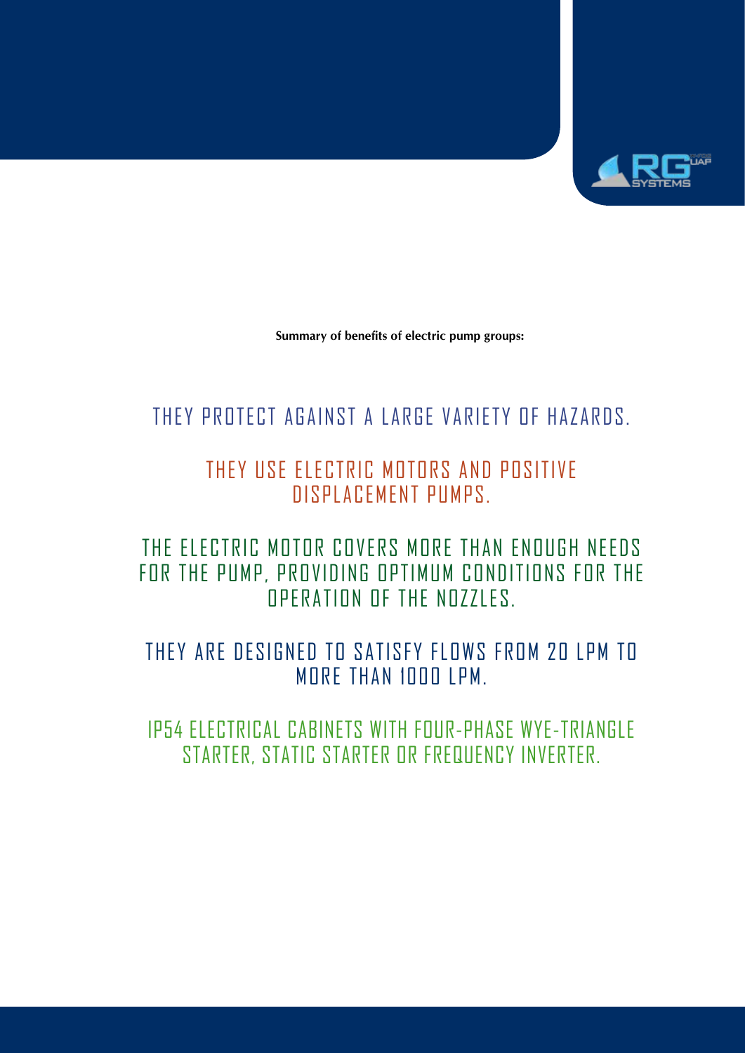**Summary of benefits of electric pump groups:**

THEY PROTECT AGAINST A LARGE VARIETY OF HAZARDS.

THEY USE ELECTRIC MOTORS AND POSITIVE DISPLACEMENT PUMPS.

THE ELECTRIC MOTOR COVERS MORE THAN ENOUGH NEEDS FOR THE PUMP, PROVIDING OPTIMUM CONDITIONS FOR THE OPERATION OF THE NOZZLES.

THEY ARE DESIGNED TO SATISFY FLOWS FROM 20 LPM TO MORE THAN 1000 LPM.

IP54 ELECTRICAL CABINETS WITH FOUR-PHASE WYE-TRIANGLE STARTER, STATIC STARTER OR FREQUENCY INVERTER.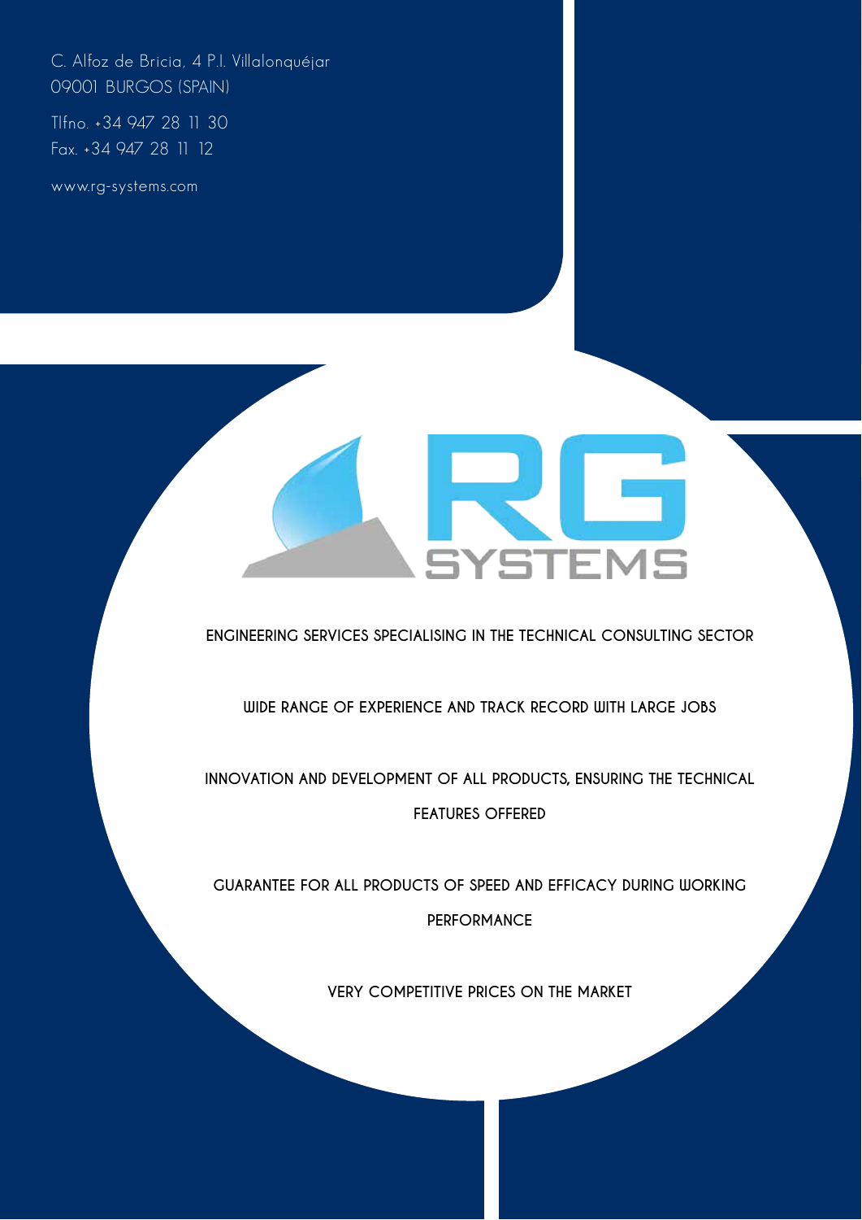C. Alfoz de Bricia, 4 P.I. Villalonquéjar
09001 BURGOS (SPAIN)

Tlfno. +34 947 28 11 30
Fax. +34 947 28 11 12

www.rg-systems.com

RG SYSTEMS

ENGINEERING SERVICES SPECIALISING IN THE TECHNICAL CONSULTING SECTOR

WIDE RANGE OF EXPERIENCE AND TRACK RECORD WITH LARGE JOBS

INNOVATION AND DEVELOPMENT OF ALL PRODUCTS, ENSURING THE TECHNICAL FEATURES OFFERED

GUARANTEE FOR ALL PRODUCTS OF SPEED AND EFFICACY DURING WORKING PERFORMANCE

VERY COMPETITIVE PRICES ON THE MARKET